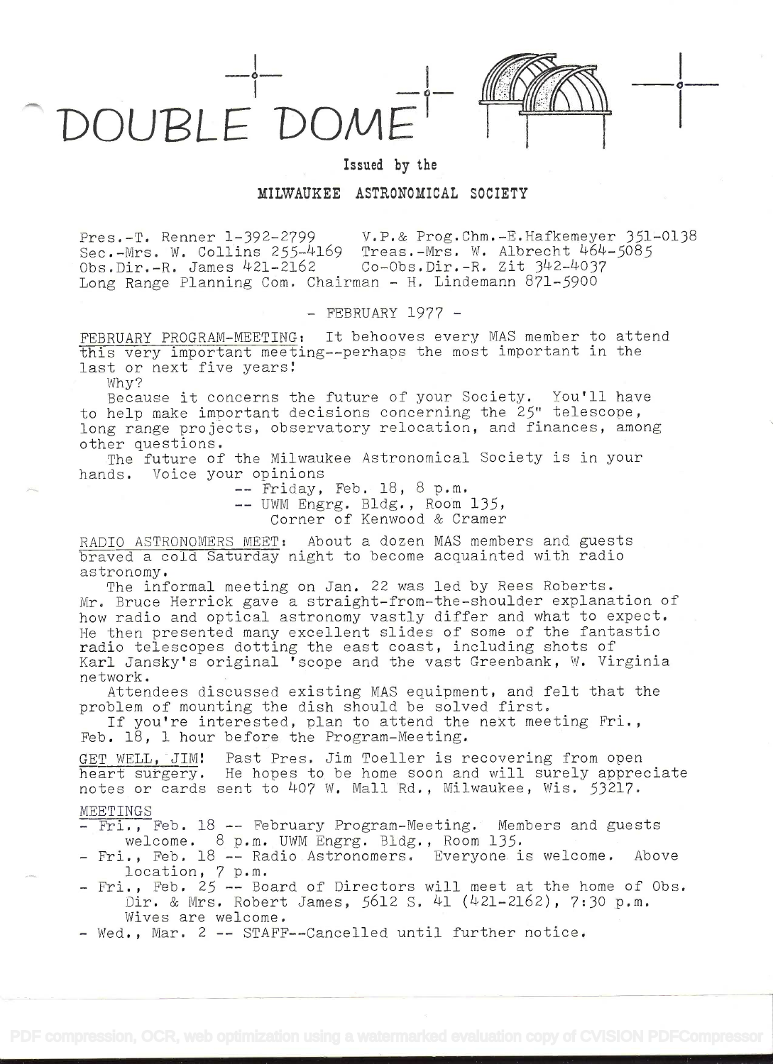# DOUBLE DOME

Issued by the

**MILWAUKEE ASTRONOMICAL SOCIETY**

Pres.-T. Renner 1-392-2799 V.P.& Prog.Chm.-E.Hafkemeyer 351-0138
Sec.-Mrs. W. Collins 255-4169 Treas.-Mrs. W. Albrecht 464-5085
Obs.Dir.-R. James 421-2162 Co-Obs.Dir.-R. Zit 342-4037
Long Range Planning Com. Chairman - H. Lindemann 871-5900

- FEBRUARY 1977 -

FEBRUARY PROGRAM-MEETING: It behooves every MAS member to attend this very important meeting--perhaps the most important in the last or next five years!

Why?

Because it concerns the future of your Society. You'll have to help make important decisions concerning the 25" telescope, long range projects, observatory relocation, and finances, among other questions.

The future of the Milwaukee Astronomical Society is in your hands. Voice your opinions

-- Friday, Feb. 18, 8 p.m.
-- UWM Engrg. Bldg., Room 135, Corner of Kenwood & Cramer

RADIO ASTRONOMERS MEET: About a dozen MAS members and guests braved a cold Saturday night to become acquainted with radio astronomy.

The informal meeting on Jan. 22 was led by Rees Roberts. Mr. Bruce Herrick gave a straight-from-the-shoulder explanation of how radio and optical astronomy vastly differ and what to expect. He then presented many excellent slides of some of the fantastic radio telescopes dotting the east coast, including shots of Karl Jansky's original 'scope and the vast Greenbank, W. Virginia network.

Attendees discussed existing MAS equipment, and felt that the problem of mounting the dish should be solved first.

If you're interested, plan to attend the next meeting Fri., Feb. 18, 1 hour before the Program-Meeting.

GET WELL, JIM! Past Pres. Jim Toeller is recovering from open heart surgery. He hopes to be home soon and will surely appreciate notes or cards sent to 407 W. Mall Rd., Milwaukee, Wis. 53217.

MEETINGS

- Fri., Feb. 18 -- February Program-Meeting. Members and guests welcome. 8 p.m. UWM Engrg. Bldg., Room 135.
- Fri., Feb. 18 -- Radio Astronomers. Everyone is welcome. Above location, 7 p.m.
- Fri., Feb. 25 -- Board of Directors will meet at the home of Obs. Dir. & Mrs. Robert James, 5612 S. 41 (421-2162), 7:30 p.m. Wives are welcome.
- Wed., Mar. 2 -- STAFF--Cancelled until further notice.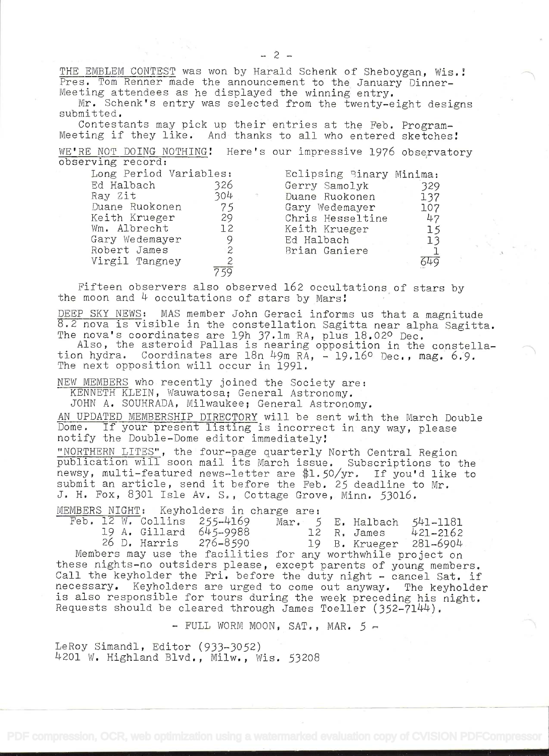THE EMBLEM CONTEST was won by Harald Schenk of Sheboygan, Wis.! Pres. Tom Renner made the announcement to the January Dinner-Meeting attendees as he displayed the winning entry.

Mr. Schenk's entry was selected from the twenty-eight designs submitted.

Contestants may pick up their entries at the Feb. Program-Meeting if they like. And thanks to all who entered sketches!

WE'RE NOT DOING NOTHING! Here's our impressive 1976 observatory observing record:

| Long Period Variables: | | Eclipsing Binary Minima: | |
|---|---|---|---|
| Ed Halbach | 326 | Gerry Samolyk | 329 |
| Ray Zit | 304 | Duane Ruokonen | 137 |
| Duane Ruokonen | 75 | Gary Wedemayer | 107 |
| Keith Krueger | 29 | Chris Hesseltine | 47 |
| Wm. Albrecht | 12 | Keith Krueger | 15 |
| Gary Wedemayer | 9 | Ed Halbach | 13 |
| Robert James | 2 | Brian Ganiere | 1 |
| Virgil Tangney | 2 | | 649 |
| | 759 | | |

Fifteen observers also observed 162 occultations of stars by the moon and 4 occultations of stars by Mars!

DEEP SKY NEWS: MAS member John Geraci informs us that a magnitude 8.2 nova is visible in the constellation Sagitta near alpha Sagitta. The nova's coordinates are 19h 37.1m RA, plus 18.02° Dec.

Also, the asteroid Pallas is nearing opposition in the constellation hydra. Coordinates are 18h 49m RA, - 19.16° Dec., mag. 6.9. The next opposition will occur in 1991.

NEW MEMBERS who recently joined the Society are:
KENNETH KLEIN, Wauwatosa; General Astronomy.
JOHN A. SOUHRADA, Milwaukee; General Astronomy.

AN UPDATED MEMBERSHIP DIRECTORY will be sent with the March Double Dome. If your present listing is incorrect in any way, please notify the Double-Dome editor immediately!

"NORTHERN LITES", the four-page quarterly North Central Region publication will soon mail its March issue. Subscriptions to the newsy, multi-featured news-letter are $1.50/yr. If you'd like to submit an article, send it before the Feb. 25 deadline to Mr. J. H. Fox, 8301 Isle Av. S., Cottage Grove, Minn. 53016.

MEMBERS NIGHT: Keyholders in charge are:

| | | | | | |
|---|---|---|---|---|---|
| Feb. 12 | W. Collins | 255-4169 | Mar. 5 | E. Halbach | 541-1181 |
| 19 | A. Gillard | 645-9988 | 12 | R. James | 421-2162 |
| 26 | D. Harris | 276-8590 | 19 | B. Krueger | 281-6904 |

Members may use the facilities for any worthwhile project on these nights-no outsiders please, except parents of young members. Call the keyholder the Fri. before the duty night - cancel Sat. if necessary. Keyholders are urged to come out anyway. The keyholder is also responsible for tours during the week preceding his night. Requests should be cleared through James Toeller (352-7144).

- FULL WORM MOON, SAT., MAR. 5 -

LeRoy Simandl, Editor (933-3052)
4201 W. Highland Blvd., Milw., Wis. 53208